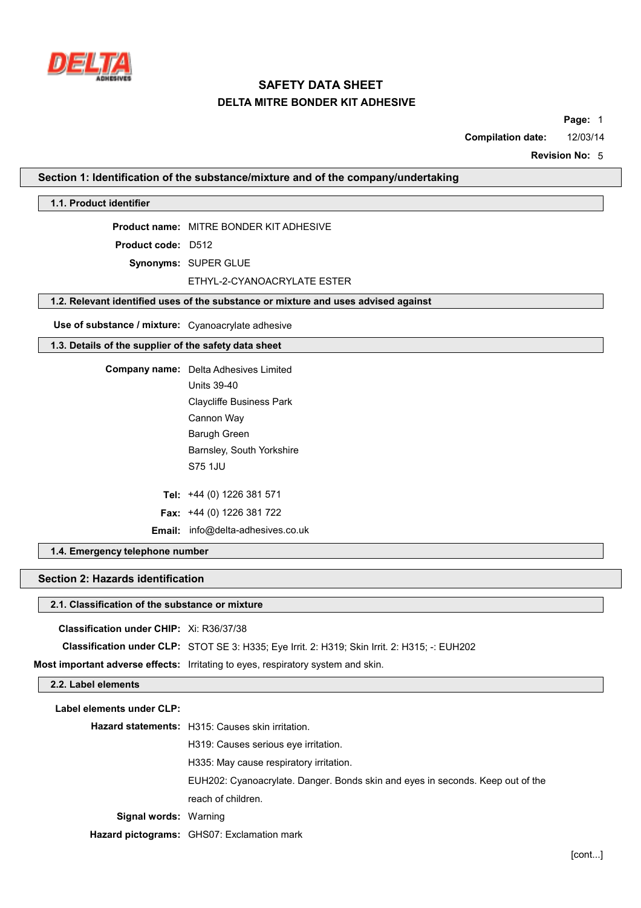# SAFETY DATA SHEET

## DELTA MITRE BONDER KIT ADHESIVE

**Compilation date:** 12/03/14

**Revision No:** 5

## Section 1: Identification of the substance/mixture and of the company/undertaking

### 1.1. Product identifier

**Product name:** MITRE BONDER KIT ADHESIVE

**Product code:** D512

**Synonyms:** SUPER GLUE

ETHYL-2-CYANOACRYLATE ESTER

### 1.2. Relevant identified uses of the substance or mixture and uses advised against

**Use of substance / mixture:** Cyanoacrylate adhesive

### 1.3. Details of the supplier of the safety data sheet

**Company name:** Delta Adhesives Limited
Units 39-40
Claycliffe Business Park
Cannon Way
Barugh Green
Barnsley, South Yorkshire
S75 1JU

**Tel:** +44 (0) 1226 381 571

**Fax:** +44 (0) 1226 381 722

**Email:** info@delta-adhesives.co.uk

### 1.4. Emergency telephone number

## Section 2: Hazards identification

### 2.1. Classification of the substance or mixture

**Classification under CHIP:** Xi: R36/37/38

**Classification under CLP:** STOT SE 3: H335; Eye Irrit. 2: H319; Skin Irrit. 2: H315; -: EUH202

**Most important adverse effects:** Irritating to eyes, respiratory system and skin.

### 2.2. Label elements

**Label elements under CLP:**

**Hazard statements:** H315: Causes skin irritation.
H319: Causes serious eye irritation.
H335: May cause respiratory irritation.
EUH202: Cyanoacrylate. Danger. Bonds skin and eyes in seconds. Keep out of the reach of children.

**Signal words:** Warning

**Hazard pictograms:** GHS07: Exclamation mark

[cont...]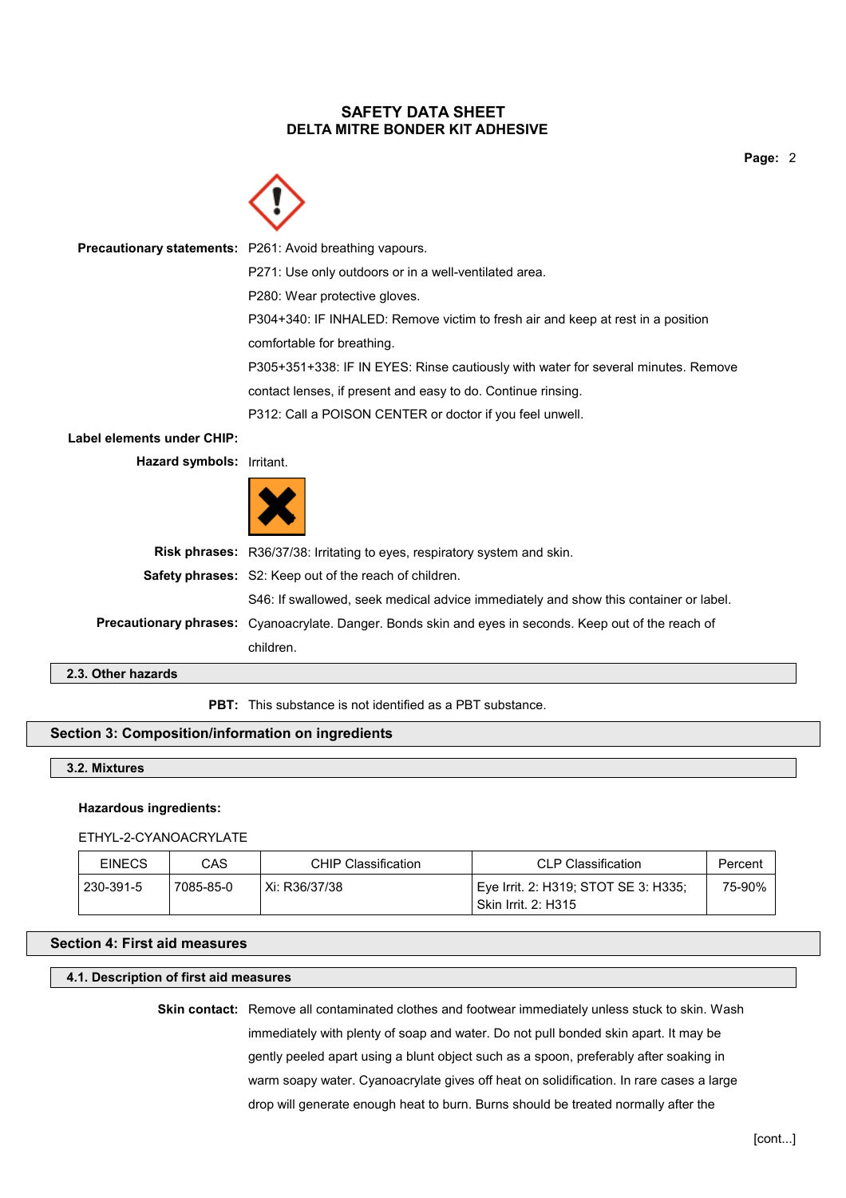**Precautionary statements:** P261: Avoid breathing vapours.

P271: Use only outdoors or in a well-ventilated area.

P280: Wear protective gloves.

P304+340: IF INHALED: Remove victim to fresh air and keep at rest in a position comfortable for breathing.

P305+351+338: IF IN EYES: Rinse cautiously with water for several minutes. Remove contact lenses, if present and easy to do. Continue rinsing.

P312: Call a POISON CENTER or doctor if you feel unwell.

**Label elements under CHIP:**

**Hazard symbols:** Irritant.

**Risk phrases:** R36/37/38: Irritating to eyes, respiratory system and skin.

**Safety phrases:** S2: Keep out of the reach of children.

S46: If swallowed, seek medical advice immediately and show this container or label.

**Precautionary phrases:** Cyanoacrylate. Danger. Bonds skin and eyes in seconds. Keep out of the reach of children.

### 2.3. Other hazards

**PBT:** This substance is not identified as a PBT substance.

## Section 3: Composition/information on ingredients

### 3.2. Mixtures

**Hazardous ingredients:**

ETHYL-2-CYANOACRYLATE

| EINECS | CAS | CHIP Classification | CLP Classification | Percent |
|---|---|---|---|---|
| 230-391-5 | 7085-85-0 | Xi: R36/37/38 | Eye Irrit. 2: H319; STOT SE 3: H335; Skin Irrit. 2: H315 | 75-90% |

## Section 4: First aid measures

### 4.1. Description of first aid measures

**Skin contact:** Remove all contaminated clothes and footwear immediately unless stuck to skin. Wash immediately with plenty of soap and water. Do not pull bonded skin apart. It may be gently peeled apart using a blunt object such as a spoon, preferably after soaking in warm soapy water. Cyanoacrylate gives off heat on solidification. In rare cases a large drop will generate enough heat to burn. Burns should be treated normally after the

[cont...]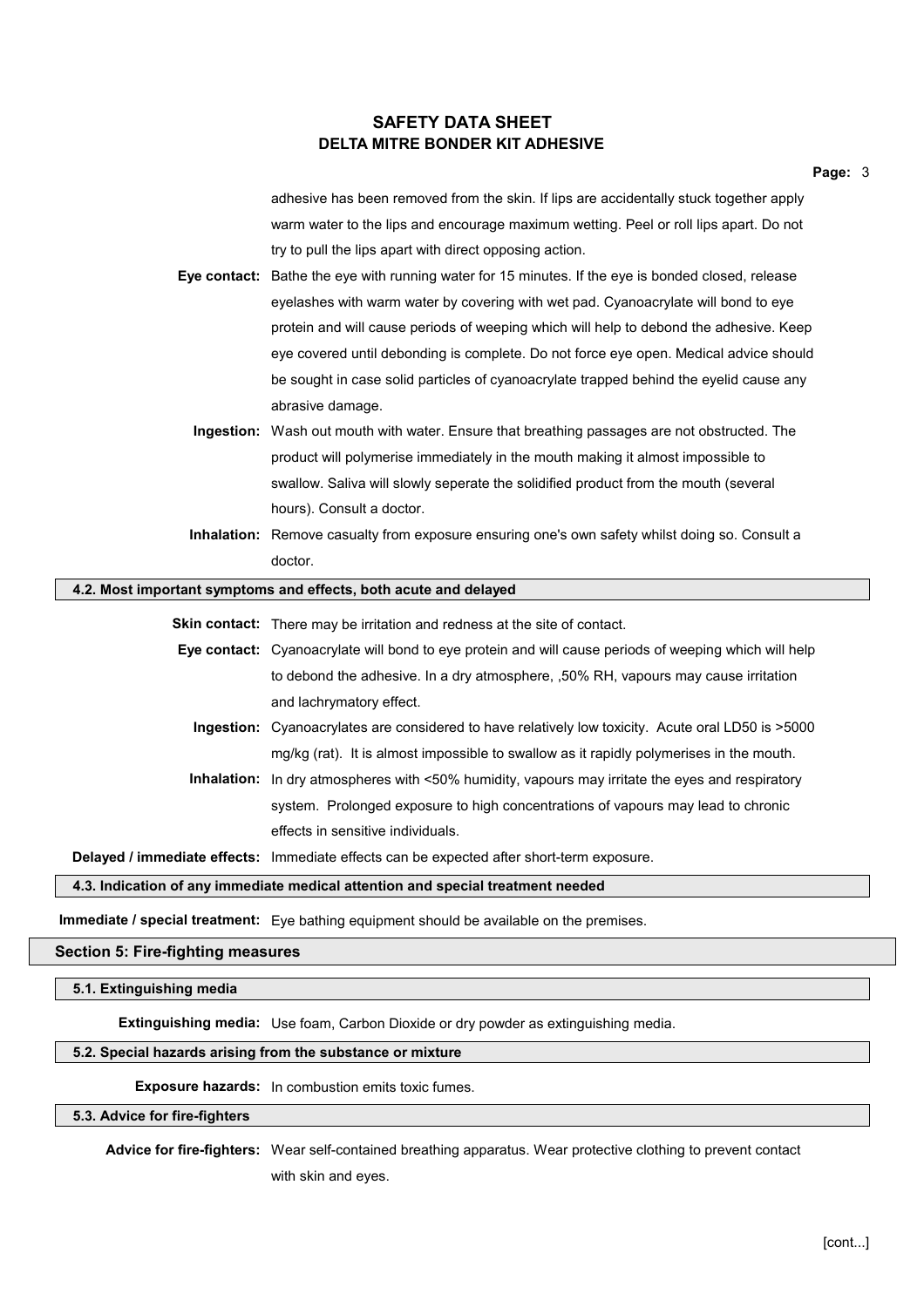adhesive has been removed from the skin. If lips are accidentally stuck together apply warm water to the lips and encourage maximum wetting. Peel or roll lips apart. Do not try to pull the lips apart with direct opposing action.

**Eye contact:** Bathe the eye with running water for 15 minutes. If the eye is bonded closed, release eyelashes with warm water by covering with wet pad. Cyanoacrylate will bond to eye protein and will cause periods of weeping which will help to debond the adhesive. Keep eye covered until debonding is complete. Do not force eye open. Medical advice should be sought in case solid particles of cyanoacrylate trapped behind the eyelid cause any abrasive damage.

**Ingestion:** Wash out mouth with water. Ensure that breathing passages are not obstructed. The product will polymerise immediately in the mouth making it almost impossible to swallow. Saliva will slowly seperate the solidified product from the mouth (several hours). Consult a doctor.

**Inhalation:** Remove casualty from exposure ensuring one's own safety whilst doing so. Consult a doctor.

### 4.2. Most important symptoms and effects, both acute and delayed

**Skin contact:** There may be irritation and redness at the site of contact.

**Eye contact:** Cyanoacrylate will bond to eye protein and will cause periods of weeping which will help to debond the adhesive. In a dry atmosphere, ,50% RH, vapours may cause irritation and lachrymatory effect.

**Ingestion:** Cyanoacrylates are considered to have relatively low toxicity. Acute oral LD50 is >5000 mg/kg (rat). It is almost impossible to swallow as it rapidly polymerises in the mouth.

**Inhalation:** In dry atmospheres with <50% humidity, vapours may irritate the eyes and respiratory system. Prolonged exposure to high concentrations of vapours may lead to chronic effects in sensitive individuals.

**Delayed / immediate effects:** Immediate effects can be expected after short-term exposure.

### 4.3. Indication of any immediate medical attention and special treatment needed

**Immediate / special treatment:** Eye bathing equipment should be available on the premises.

## Section 5: Fire-fighting measures

### 5.1. Extinguishing media

**Extinguishing media:** Use foam, Carbon Dioxide or dry powder as extinguishing media.

### 5.2. Special hazards arising from the substance or mixture

**Exposure hazards:** In combustion emits toxic fumes.

### 5.3. Advice for fire-fighters

**Advice for fire-fighters:** Wear self-contained breathing apparatus. Wear protective clothing to prevent contact with skin and eyes.

[cont...]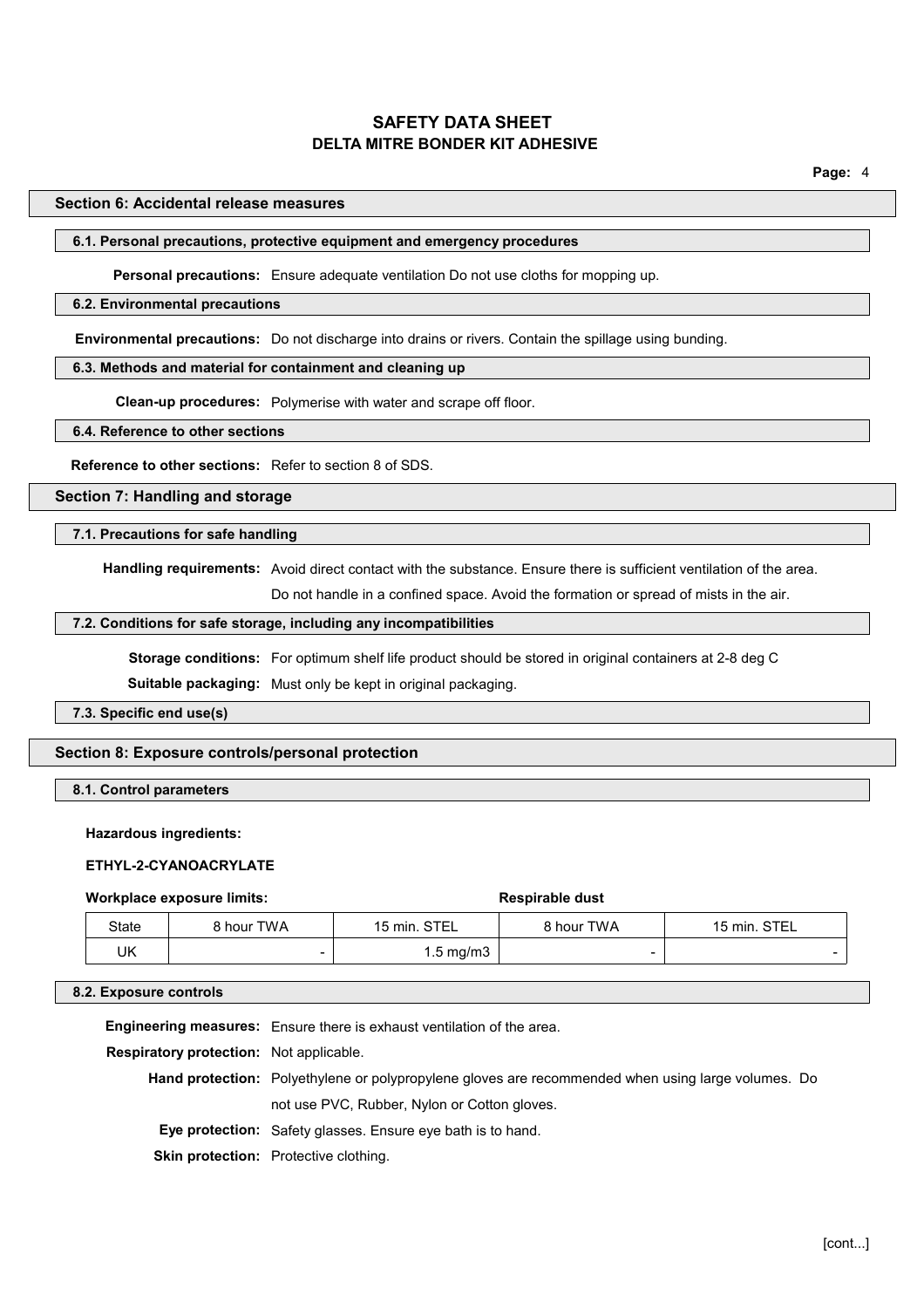## Section 6: Accidental release measures

### 6.1. Personal precautions, protective equipment and emergency procedures

**Personal precautions:** Ensure adequate ventilation Do not use cloths for mopping up.

### 6.2. Environmental precautions

**Environmental precautions:** Do not discharge into drains or rivers. Contain the spillage using bunding.

### 6.3. Methods and material for containment and cleaning up

**Clean-up procedures:** Polymerise with water and scrape off floor.

### 6.4. Reference to other sections

**Reference to other sections:** Refer to section 8 of SDS.

## Section 7: Handling and storage

### 7.1. Precautions for safe handling

**Handling requirements:** Avoid direct contact with the substance. Ensure there is sufficient ventilation of the area. Do not handle in a confined space. Avoid the formation or spread of mists in the air.

### 7.2. Conditions for safe storage, including any incompatibilities

**Storage conditions:** For optimum shelf life product should be stored in original containers at 2-8 deg C

**Suitable packaging:** Must only be kept in original packaging.

### 7.3. Specific end use(s)

## Section 8: Exposure controls/personal protection

### 8.1. Control parameters

**Hazardous ingredients:**

**ETHYL-2-CYANOACRYLATE**

| Workplace exposure limits: | | | Respirable dust | |
|---|---|---|---|---|
| State | 8 hour TWA | 15 min. STEL | 8 hour TWA | 15 min. STEL |
| UK | - | 1.5 mg/m3 | - | - |

### 8.2. Exposure controls

**Engineering measures:** Ensure there is exhaust ventilation of the area.

**Respiratory protection:** Not applicable.

**Hand protection:** Polyethylene or polypropylene gloves are recommended when using large volumes. Do not use PVC, Rubber, Nylon or Cotton gloves.

**Eye protection:** Safety glasses. Ensure eye bath is to hand.

**Skin protection:** Protective clothing.

[cont...]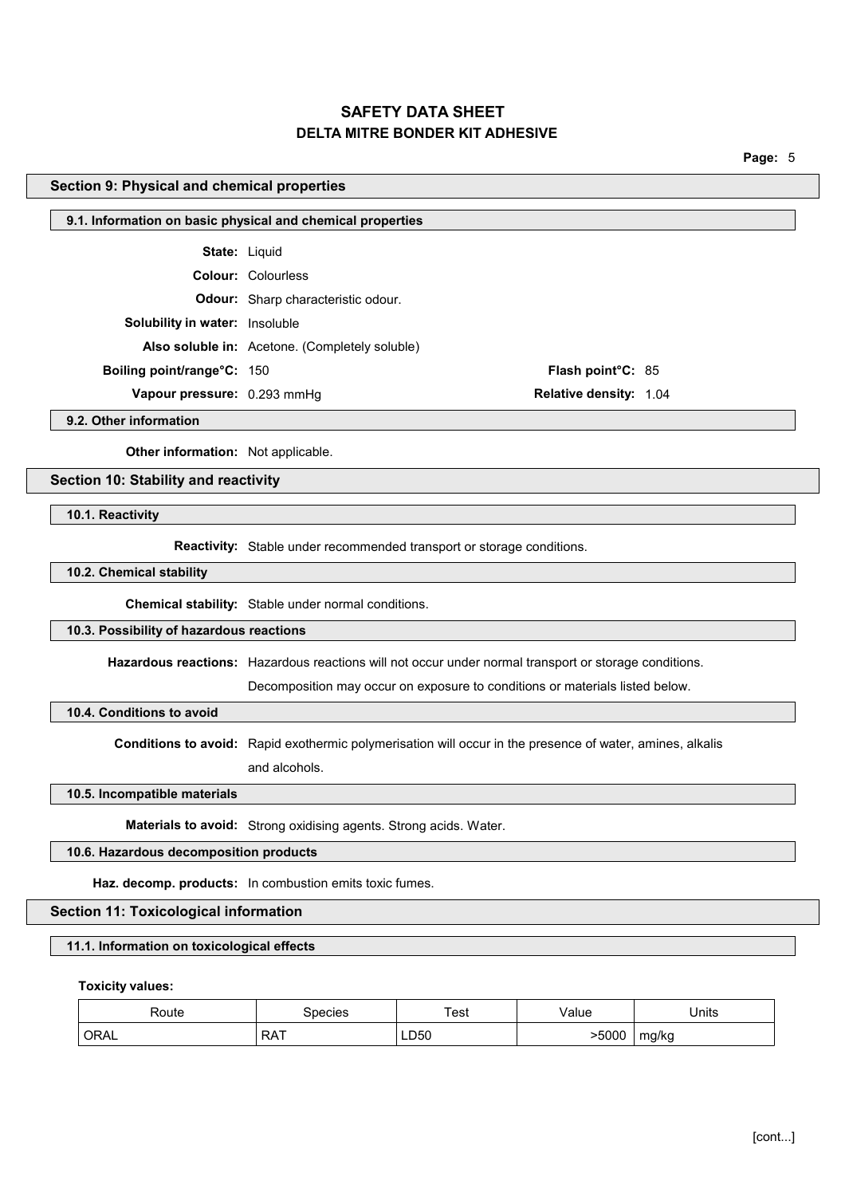## Section 9: Physical and chemical properties

### 9.1. Information on basic physical and chemical properties

**State:** Liquid

**Colour:** Colourless

**Odour:** Sharp characteristic odour.

**Solubility in water:** Insoluble

**Also soluble in:** Acetone. (Completely soluble)

**Boiling point/range°C:** 150

**Flash point°C:** 85

**Vapour pressure:** 0.293 mmHg

**Relative density:** 1.04

### 9.2. Other information

**Other information:** Not applicable.

## Section 10: Stability and reactivity

### 10.1. Reactivity

**Reactivity:** Stable under recommended transport or storage conditions.

### 10.2. Chemical stability

**Chemical stability:** Stable under normal conditions.

### 10.3. Possibility of hazardous reactions

**Hazardous reactions:** Hazardous reactions will not occur under normal transport or storage conditions.

Decomposition may occur on exposure to conditions or materials listed below.

### 10.4. Conditions to avoid

**Conditions to avoid:** Rapid exothermic polymerisation will occur in the presence of water, amines, alkalis and alcohols.

### 10.5. Incompatible materials

**Materials to avoid:** Strong oxidising agents. Strong acids. Water.

### 10.6. Hazardous decomposition products

**Haz. decomp. products:** In combustion emits toxic fumes.

## Section 11: Toxicological information

### 11.1. Information on toxicological effects

**Toxicity values:**

| Route | Species | Test | Value | Units |
|---|---|---|---|---|
| ORAL | RAT | LD50 | >5000 | mg/kg |

[cont...]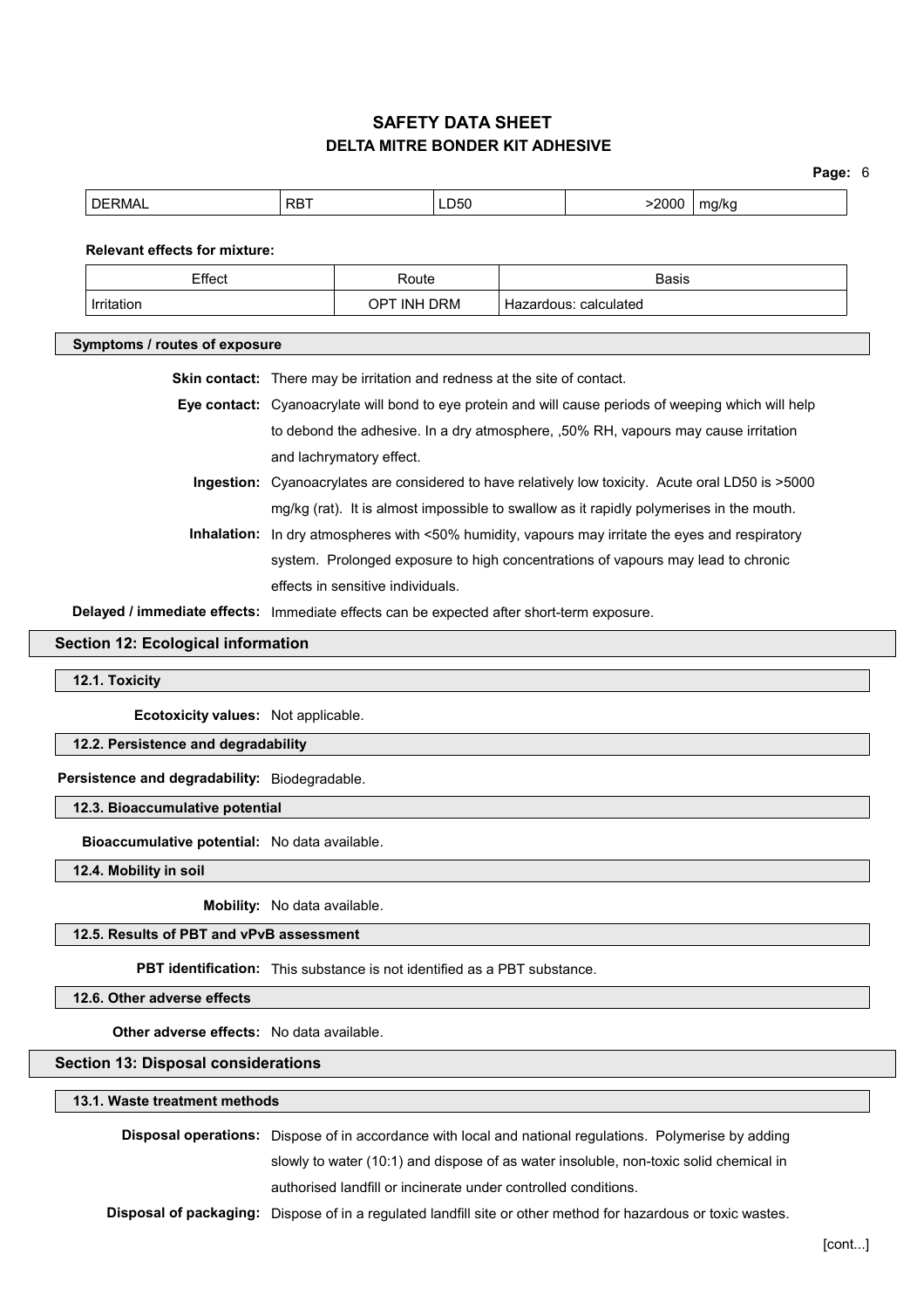| DERMAL | RBT | LD50 | >2000 | mg/kg |
|---|---|---|---|---|

**Relevant effects for mixture:**

| Effect | Route | Basis |
|---|---|---|
| Irritation | OPT INH DRM | Hazardous: calculated |

**Symptoms / routes of exposure**

**Skin contact:** There may be irritation and redness at the site of contact.

**Eye contact:** Cyanoacrylate will bond to eye protein and will cause periods of weeping which will help to debond the adhesive. In a dry atmosphere, ,50% RH, vapours may cause irritation and lachrymatory effect.

**Ingestion:** Cyanoacrylates are considered to have relatively low toxicity. Acute oral LD50 is >5000 mg/kg (rat). It is almost impossible to swallow as it rapidly polymerises in the mouth.

**Inhalation:** In dry atmospheres with <50% humidity, vapours may irritate the eyes and respiratory system. Prolonged exposure to high concentrations of vapours may lead to chronic effects in sensitive individuals.

**Delayed / immediate effects:** Immediate effects can be expected after short-term exposure.

## Section 12: Ecological information

### 12.1. Toxicity

**Ecotoxicity values:** Not applicable.

### 12.2. Persistence and degradability

**Persistence and degradability:** Biodegradable.

### 12.3. Bioaccumulative potential

**Bioaccumulative potential:** No data available.

### 12.4. Mobility in soil

**Mobility:** No data available.

### 12.5. Results of PBT and vPvB assessment

**PBT identification:** This substance is not identified as a PBT substance.

### 12.6. Other adverse effects

**Other adverse effects:** No data available.

## Section 13: Disposal considerations

### 13.1. Waste treatment methods

**Disposal operations:** Dispose of in accordance with local and national regulations. Polymerise by adding slowly to water (10:1) and dispose of as water insoluble, non-toxic solid chemical in authorised landfill or incinerate under controlled conditions.

**Disposal of packaging:** Dispose of in a regulated landfill site or other method for hazardous or toxic wastes.

[cont...]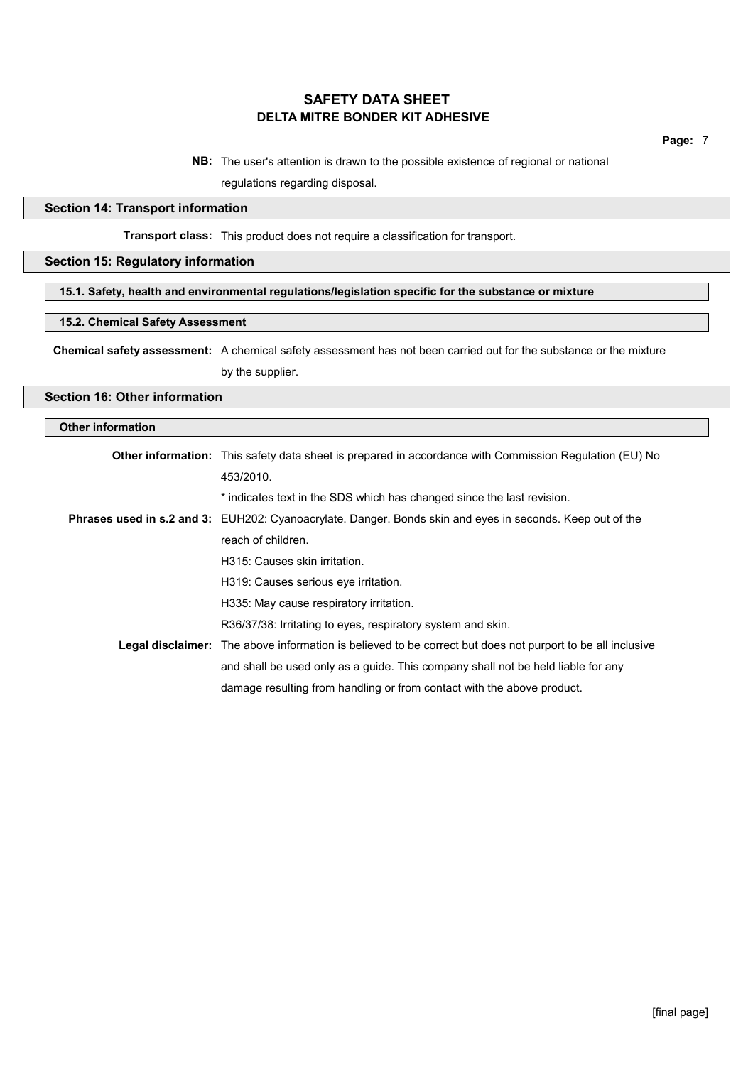**NB:** The user's attention is drawn to the possible existence of regional or national regulations regarding disposal.

## Section 14: Transport information

**Transport class:** This product does not require a classification for transport.

## Section 15: Regulatory information

### 15.1. Safety, health and environmental regulations/legislation specific for the substance or mixture

### 15.2. Chemical Safety Assessment

**Chemical safety assessment:** A chemical safety assessment has not been carried out for the substance or the mixture by the supplier.

## Section 16: Other information

### Other information

**Other information:** This safety data sheet is prepared in accordance with Commission Regulation (EU) No 453/2010.

* indicates text in the SDS which has changed since the last revision.

**Phrases used in s.2 and 3:** EUH202: Cyanoacrylate. Danger. Bonds skin and eyes in seconds. Keep out of the reach of children.

H315: Causes skin irritation.

H319: Causes serious eye irritation.

H335: May cause respiratory irritation.

R36/37/38: Irritating to eyes, respiratory system and skin.

**Legal disclaimer:** The above information is believed to be correct but does not purport to be all inclusive and shall be used only as a guide. This company shall not be held liable for any damage resulting from handling or from contact with the above product.

[final page]